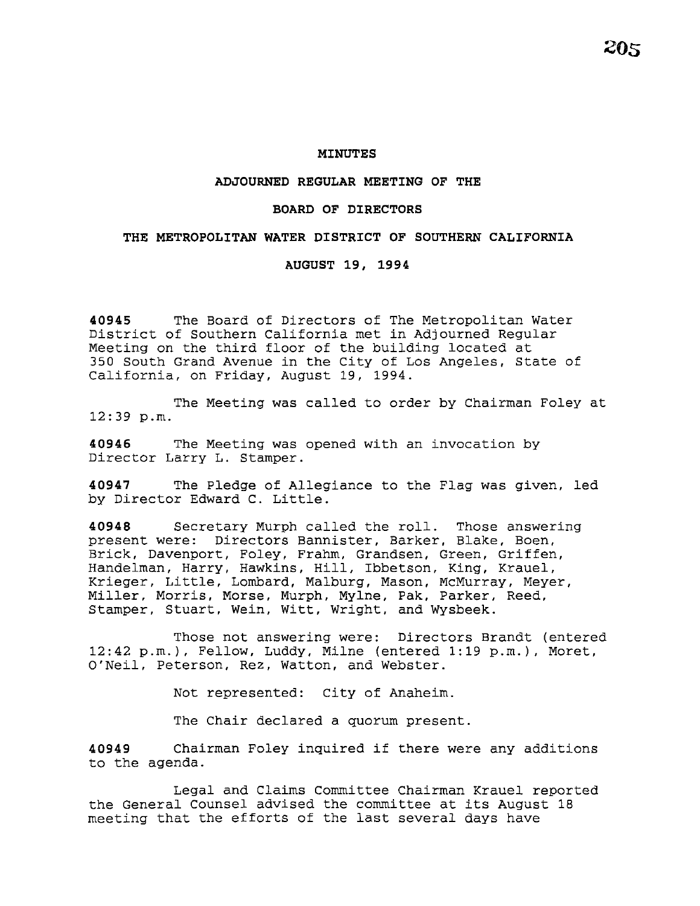# MINUTES

## ADJOURNED REGULAR MEETING OF THE

## BOARD OF DIRECTORS

## THE METROPOLITAN WATER DISTRICT OF SOUTHERN CALIFORNIA

## AUGUST 19, 1994

**40945** The Board of Directors of The Metropolitan Water District of Southern California met in Adjourned Regular Meeting on the third floor of the building located at 350 South Grand Avenue in the City of Los Angeles, State of California, on Friday, August 19, 1994.

The Meeting was called to order by Chairman Foley at 12:39 p.m.

**40946** The Meeting was opened with an invocation by Director Larry L. Stamper.

**40947** The Pledge of Allegiance to the Flag was given, led by Director Edward C. Little.

**40948** Secretary Murph called the roll. Those answering present were: Directors Bannister, Barker, Blake, Boen, Brick, Davenport, Foley, Frahm, Grandsen, Green, Griffen, Handelman, Harry, Hawkins, Hill, Ibbetson, King, Krauel, Krieger, Little, Lombard, Malburg, Mason, McMurray, Meyer, Miller, Morris, Morse, Murph, Mylne, Pak, Parker, Reed, Stamper, Stuart, Wein, Witt, Wright, and Wysbeek.

Those not answering were: Directors Brandt (entered 12:42 p.m.), Fellow, Luddy, Milne (entered 1:19 p.m.), Moret, O'Neil, Peterson, Rez, Watton, and Webster.

Not represented: City of Anaheim.

The Chair declared a quorum present.

**40949** Chairman Foley inquired if there were any additions to the agenda.

Legal and Claims Committee Chairman Krauel reported the General Counsel advised the committee at its August 18 meeting that the efforts of the last several days have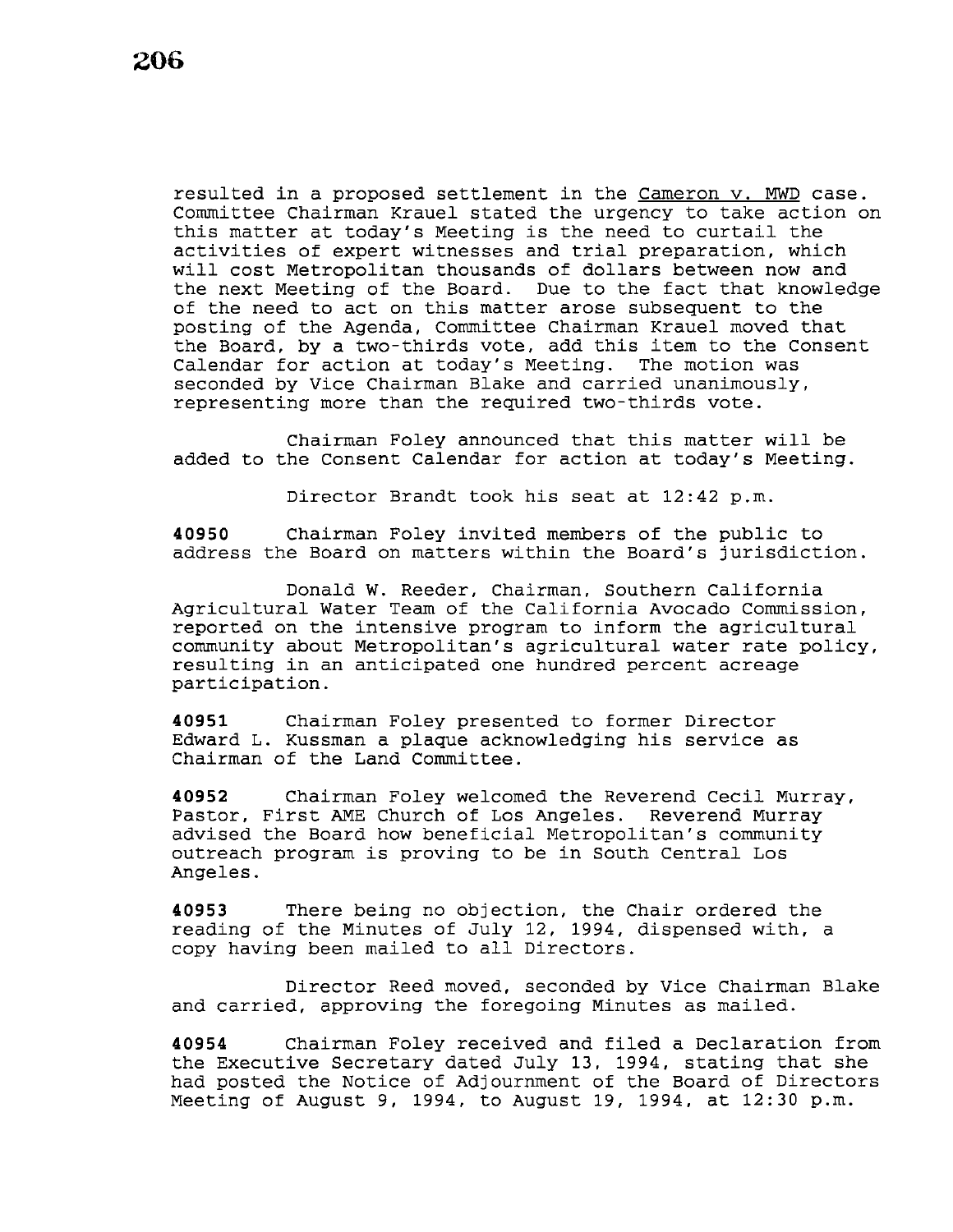resulted in a proposed settlement in the Cameron v. MWD case. Committee Chairman Krauel stated the urgency to take action on this matter at today's Meeting is the need to curtail the activities of expert witnesses and trial preparation, which will cost Metropolitan thousands of dollars between now and the next Meeting of the Board. Due to the fact that knowledge of the need to act on this matter arose subsequent to the posting of the Agenda, Committee Chairman Krauel moved that the Board, by a two-thirds vote, add this item to the Consent Calendar for action at today's Meeting. The motion was seconded by Vice Chairman Blake and carried unanimously, representing more than the required two-thirds vote.

Chairman Foley announced that this matter will be added to the Consent Calendar for action at today's Meeting.

Director Brandt took his seat at 12:42 p.m.

**40950** Chairman Foley invited members of the public to address the Board on matters within the Board's jurisdiction.

Donald W. Reeder, Chairman, Southern California Agricultural Water Team of the California Avocado Commission, reported on the intensive program to inform the agricultural community about Metropolitan's agricultural water rate policy, resulting in an anticipated one hundred percent acreage participation.

**40951** Chairman Foley presented to former Director Edward L. Kussman a plaque acknowledging his service as Chairman of the Land Committee.

**40952** Chairman Foley welcomed the Reverend Cecil Murray, Pastor, First AME Church of Los Angeles. Reverend Murray advised the Board how beneficial Metropolitan's community outreach program is proving to be in South Central Los Angeles.

**40953** There being no objection, the Chair ordered the reading of the Minutes of July 12, 1994, dispensed with, a copy having been mailed to all Directors.

Director Reed moved, seconded by Vice Chairman Blake and carried, approving the foregoing Minutes as mailed.

**40954** Chairman Foley received and filed a Declaration from the Executive Secretary dated July 13, 1994, stating that she had posted the Notice of Adjournment of the Board of Directors Meeting of August 9, 1994, to August 19, 1994, at 12:30 p.m.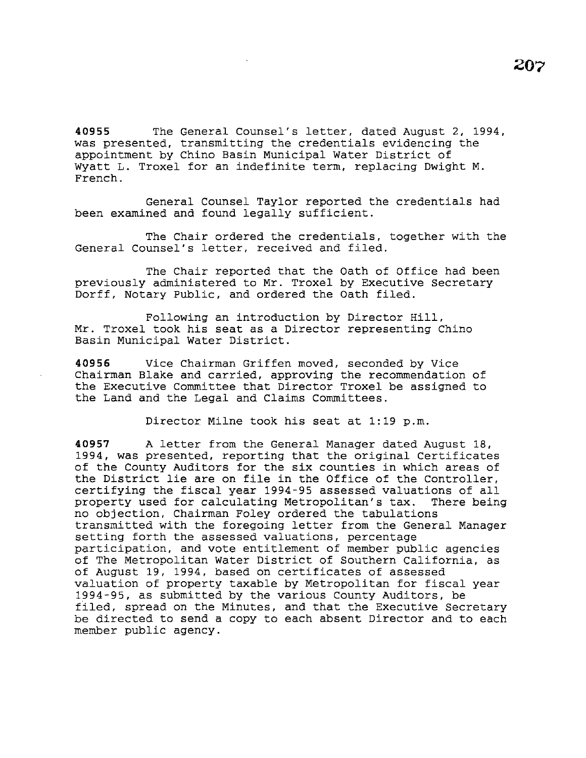**40955** The General Counsel's letter, dated August 2, 1994, was presented, transmitting the credentials evidencing the appointment by Chino Basin Municipal Water District of Wyatt L. Troxel for an indefinite term, replacing Dwight M. French.

General Counsel Taylor reported the credentials had been examined and found legally sufficient.

The Chair ordered the credentials, together with the General Counsel's letter, received and filed.

The Chair reported that the Oath of Office had been previously administered to Mr. Troxel by Executive Secretary Dorff, Notary Public, and ordered the Oath filed.

Following an introduction by Director Hill, Mr. Troxel took his seat as a Director representing Chino Basin Municipal Water District.

**40956** Vice Chairman Griffen moved, seconded by Vice Chairman Blake and carried, approving the recommendation of the Executive Committee that Director Troxel be assigned to the Land and the Legal and Claims Committees.

Director Milne took his seat at 1:19 p.m.

**40957** A letter from the General Manager dated August 18, 1994, was presented, reporting that the original Certificates of the County Auditors for the six counties in which areas of the District lie are on file in the Office of the Controller, certifying the fiscal year 1994-95 assessed valuations of all property used for calculating Metropolitan's tax. There being no objection, Chairman Foley ordered the tabulations transmitted with the foregoing letter from the General Manager setting forth the assessed valuations, percentage participation, and vote entitlement of member public agencies of The Metropolitan Water District of Southern California, as of August 19, 1994, based on certificates of assessed valuation of property taxable by Metropolitan for fiscal year 1994-95, as submitted by the various County Auditors, be filed, spread on the Minutes, and that the Executive Secretary be directed to send a copy to each absent Director and to each member public agency.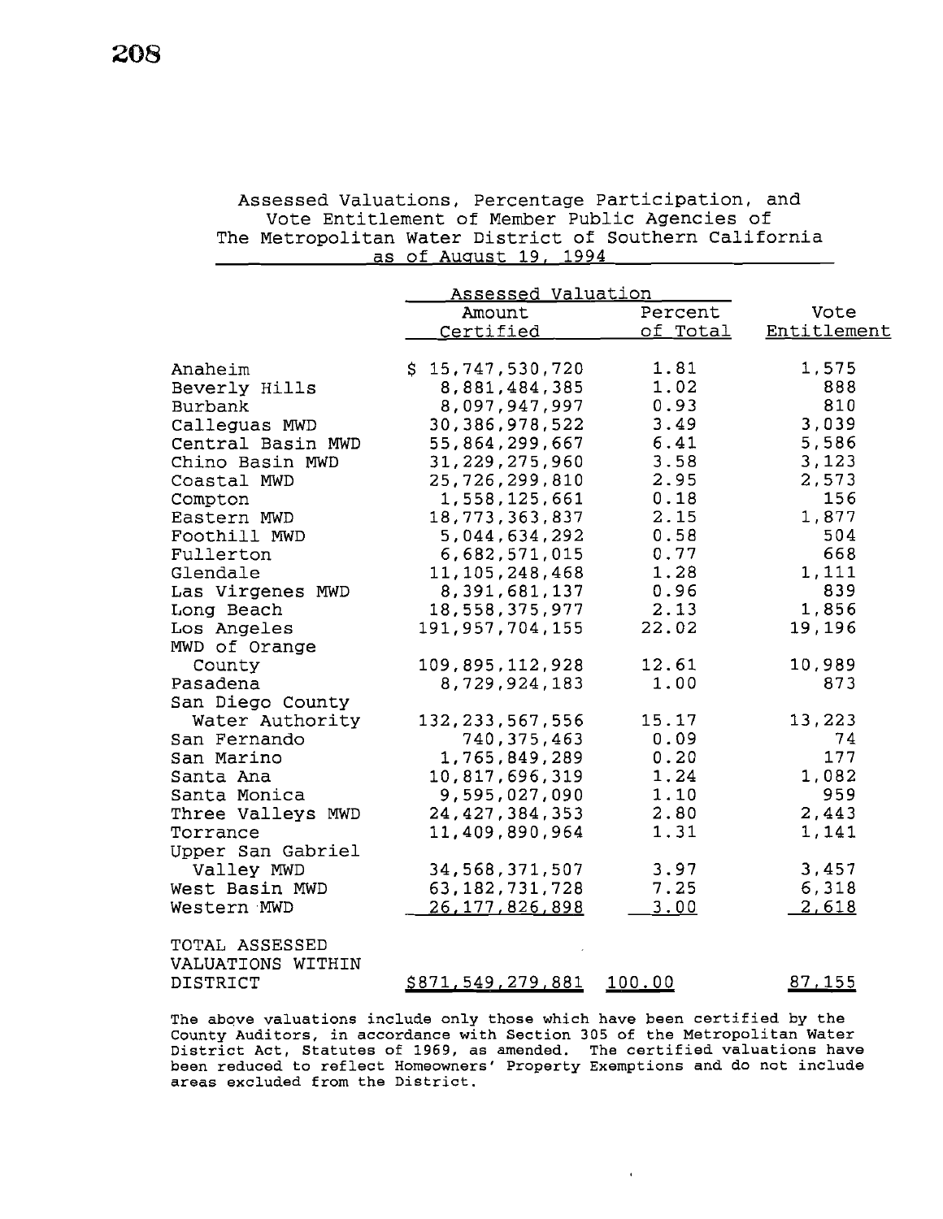Assessed Valuations, Percentage Participation, and Vote Entitlement of Member Public Agencies of The Metropolitan Water District of Southern California as of August 19, 1994

| | Assessed Valuation | | |
|---|---|---|---|
| | Amount Certified | Percent of Total | Vote Entitlement |
| Anaheim | $ 15,747,530,720 | 1.81 | 1,575 |
| Beverly Hills | 8,881,484,385 | 1.02 | 888 |
| Burbank | 8,097,947,997 | 0.93 | 810 |
| Calleguas MWD | 30,386,978,522 | 3.49 | 3,039 |
| Central Basin MWD | 55,864,299,667 | 6.41 | 5,586 |
| Chino Basin MWD | 31,229,275,960 | 3.58 | 3,123 |
| Coastal MWD | 25,726,299,810 | 2.95 | 2,573 |
| Compton | 1,558,125,661 | 0.18 | 156 |
| Eastern MWD | 18,773,363,837 | 2.15 | 1,877 |
| Foothill MWD | 5,044,634,292 | 0.58 | 504 |
| Fullerton | 6,682,571,015 | 0.77 | 668 |
| Glendale | 11,105,248,468 | 1.28 | 1,111 |
| Las Virgenes MWD | 8,391,681,137 | 0.96 | 839 |
| Long Beach | 18,558,375,977 | 2.13 | 1,856 |
| Los Angeles | 191,957,704,155 | 22.02 | 19,196 |
| MWD of Orange County | 109,895,112,928 | 12.61 | 10,989 |
| Pasadena | 8,729,924,183 | 1.00 | 873 |
| San Diego County Water Authority | 132,233,567,556 | 15.17 | 13,223 |
| San Fernando | 740,375,463 | 0.09 | 74 |
| San Marino | 1,765,849,289 | 0.20 | 177 |
| Santa Ana | 10,817,696,319 | 1.24 | 1,082 |
| Santa Monica | 9,595,027,090 | 1.10 | 959 |
| Three Valleys MWD | 24,427,384,353 | 2.80 | 2,443 |
| Torrance | 11,409,890,964 | 1.31 | 1,141 |
| Upper San Gabriel Valley MWD | 34,568,371,507 | 3.97 | 3,457 |
| West Basin MWD | 63,182,731,728 | 7.25 | 6,318 |
| Western MWD | 26,177,826,898 | 3.00 | 2,618 |
| TOTAL ASSESSED VALUATIONS WITHIN DISTRICT | $871,549,279,881 | 100.00 | 87,155 |

The above valuations include only those which have been certified by the County Auditors, in accordance with Section 305 of the Metropolitan Water District Act, Statutes of 1969, as amended. The certified valuations have been reduced to reflect Homeowners' Property Exemptions and do not include areas excluded from the District.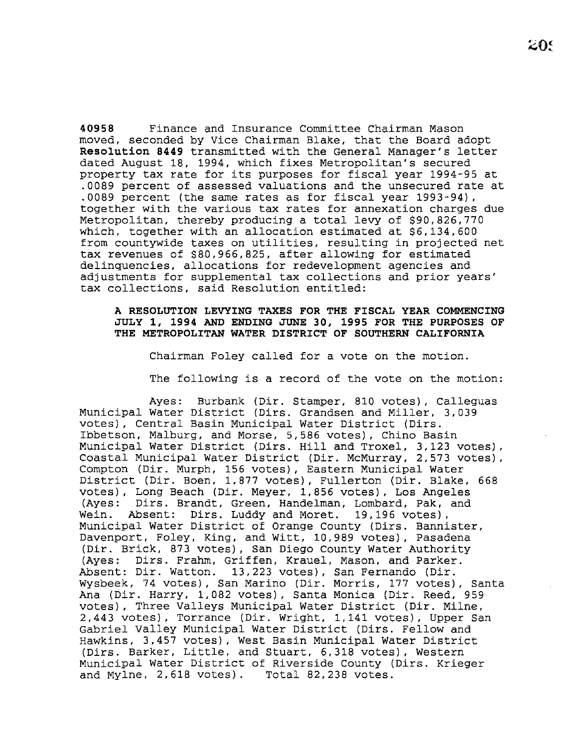**40958** Finance and Insurance Committee Chairman Mason moved, seconded by Vice Chairman Blake, that the Board adopt **Resolution 8449** transmitted with the General Manager's letter dated August 18, 1994, which fixes Metropolitan's secured property tax rate for its purposes for fiscal year 1994-95 at .0089 percent of assessed valuations and the unsecured rate at .0089 percent (the same rates as for fiscal year 1993-94), together with the various tax rates for annexation charges due Metropolitan, thereby producing a total levy of $90,826,770 which, together with an allocation estimated at $6,134,600 from countywide taxes on utilities, resulting in projected net tax revenues of $80,966,825, after allowing for estimated delinquencies, allocations for redevelopment agencies and adjustments for supplemental tax collections and prior years' tax collections, said Resolution entitled:

**A RESOLUTION LEVYING TAXES FOR THE FISCAL YEAR COMMENCING JULY 1, 1994 AND ENDING JUNE 30, 1995 FOR THE PURPOSES OF THE METROPOLITAN WATER DISTRICT OF SOUTHERN CALIFORNIA**

Chairman Foley called for a vote on the motion.

The following is a record of the vote on the motion:

Ayes: Burbank (Dir. Stamper, 810 votes), Calleguas Municipal Water District (Dirs. Grandsen and Miller, 3,039 votes), Central Basin Municipal Water District (Dirs. Ibbetson, Malburg, and Morse, 5,586 votes), Chino Basin Municipal Water District (Dirs. Hill and Troxel, 3,123 votes), Coastal Municipal Water District (Dir. McMurray, 2,573 votes), Compton (Dir. Murph, 156 votes), Eastern Municipal Water District (Dir. Boen, 1,877 votes), Fullerton (Dir. Blake, 668 votes), Long Beach (Dir. Meyer, 1,856 votes), Los Angeles (Ayes: Dirs. Brandt, Green, Handelman, Lombard, Pak, and Wein. Absent: Dirs. Luddy and Moret. 19,196 votes), Municipal Water District of Orange County (Dirs. Bannister, Davenport, Foley, King, and Witt, 10,989 votes), Pasadena (Dir. Brick, 873 votes), San Diego County Water Authority (Ayes: Dirs. Frahm, Griffen, Krauel, Mason, and Parker. Absent: Dir. Watton. 13,223 votes), San Fernando (Dir. Wysbeek, 74 votes), San Marino (Dir. Morris, 177 votes), Santa Ana (Dir. Harry, 1,082 votes), Santa Monica (Dir. Reed, 959 votes), Three Valleys Municipal Water District (Dir. Milne, 2,443 votes), Torrance (Dir. Wright, 1,141 votes), Upper San Gabriel Valley Municipal Water District (Dirs. Fellow and Hawkins, 3,457 votes), West Basin Municipal Water District (Dirs. Barker, Little, and Stuart, 6,318 votes), Western Municipal Water District of Riverside County (Dirs. Krieger and Mylne, 2,618 votes). Total 82,238 votes.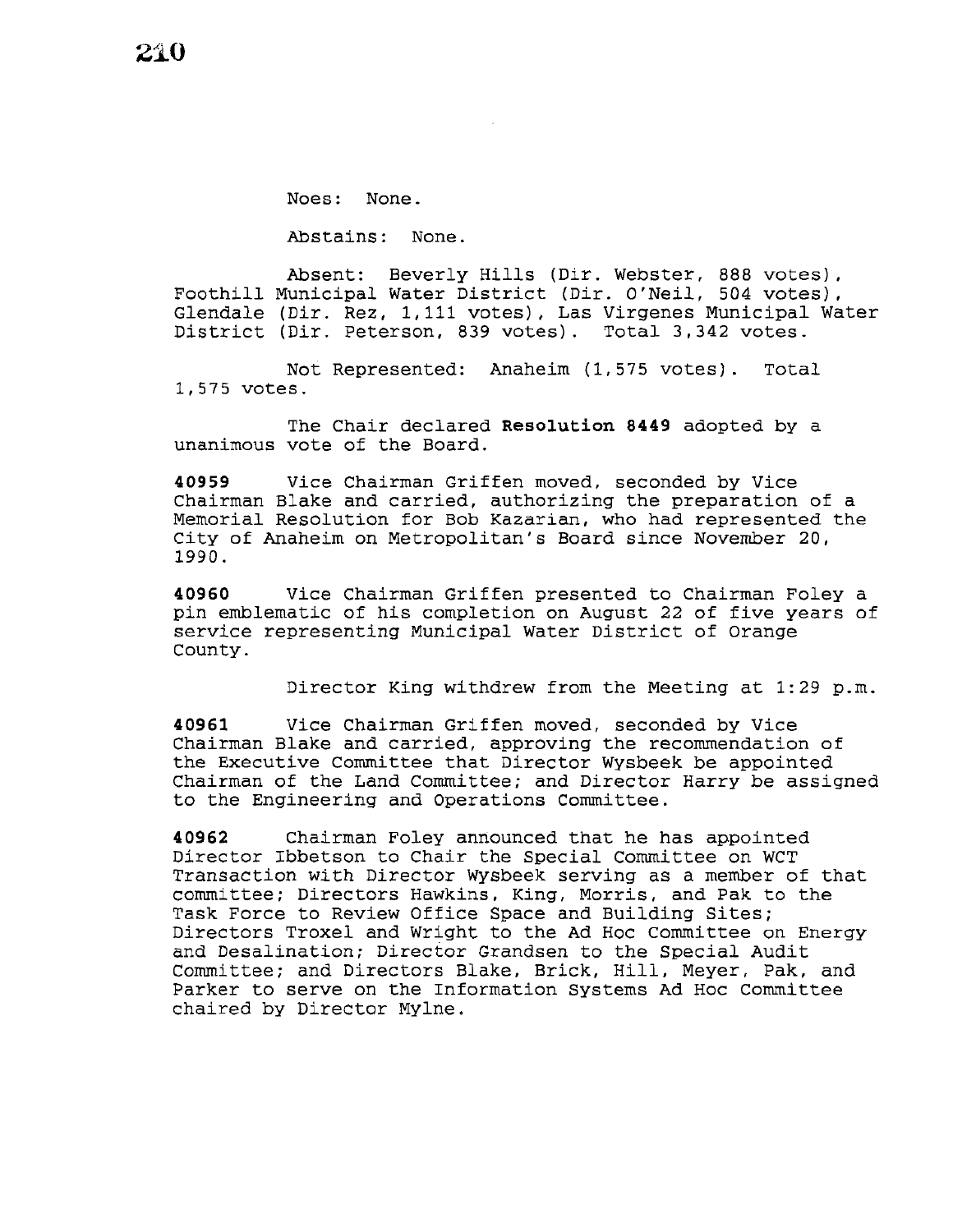Noes: None.

Abstains: None.

Absent: Beverly Hills (Dir. Webster, 888 votes), Foothill Municipal Water District (Dir. O'Neil, 504 votes), Glendale (Dir. Rez, 1,111 votes), Las Virgenes Municipal Water District (Dir. Peterson, 839 votes). Total 3,342 votes.

Not Represented: Anaheim (1,575 votes). Total 1,575 votes.

The Chair declared **Resolution 8449** adopted by a unanimous vote of the Board.

**40959** Vice Chairman Griffen moved, seconded by Vice Chairman Blake and carried, authorizing the preparation of a Memorial Resolution for Bob Kazarian, who had represented the City of Anaheim on Metropolitan's Board since November 20, 1990.

**40960** Vice Chairman Griffen presented to Chairman Foley a pin emblematic of his completion on August 22 of five years of service representing Municipal Water District of Orange County.

Director King withdrew from the Meeting at 1:29 p.m.

**40961** Vice Chairman Griffen moved, seconded by Vice Chairman Blake and carried, approving the recommendation of the Executive Committee that Director Wysbeek be appointed Chairman of the Land Committee; and Director Harry be assigned to the Engineering and Operations Committee.

**40962** Chairman Foley announced that he has appointed Director Ibbetson to Chair the Special Committee on WCT Transaction with Director Wysbeek serving as a member of that committee; Directors Hawkins, King, Morris, and Pak to the Task Force to Review Office Space and Building Sites; Directors Troxel and Wright to the Ad Hoc Committee on Energy and Desalination; Director Grandsen to the Special Audit Committee; and Directors Blake, Brick, Hill, Meyer, Pak, and Parker to serve on the Information Systems Ad Hoc Committee chaired by Director Mylne.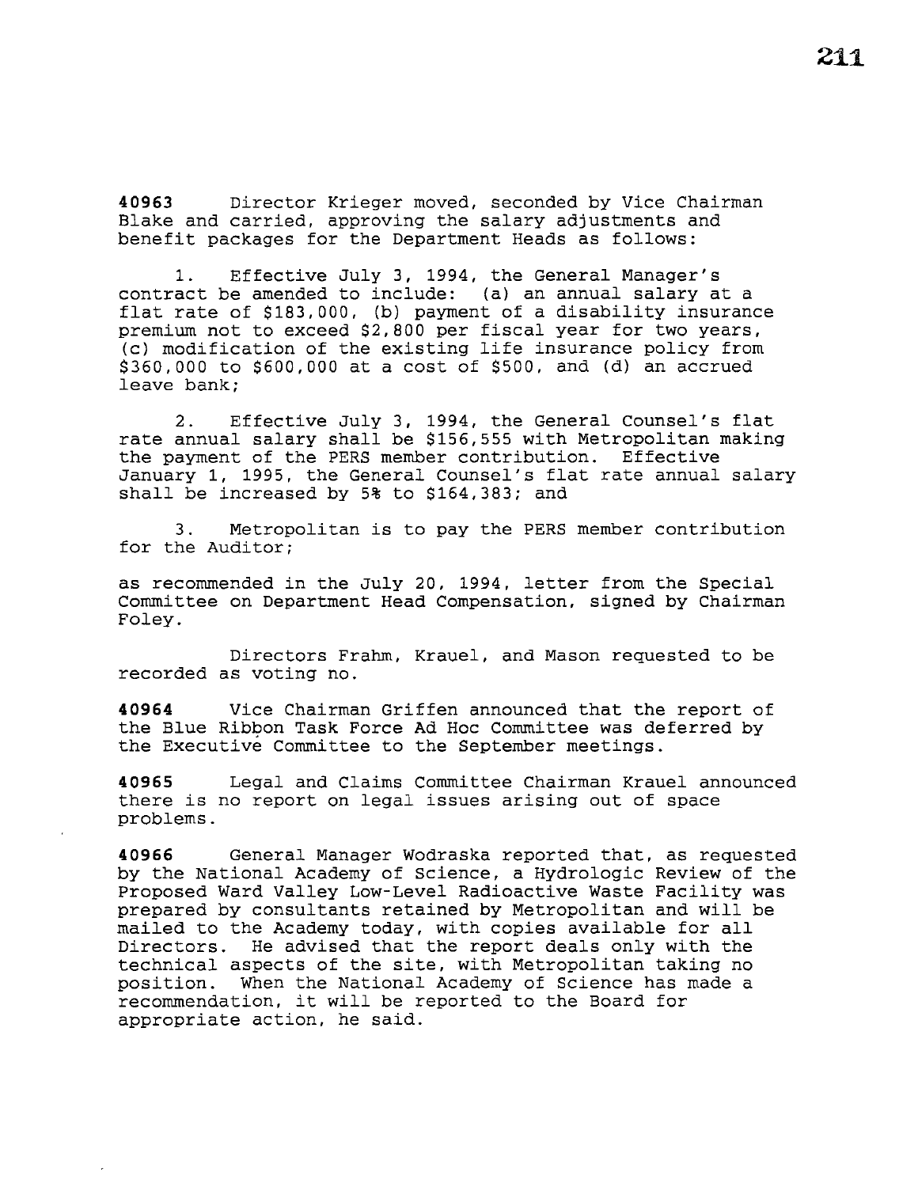**40963** Director Krieger moved, seconded by Vice Chairman Blake and carried, approving the salary adjustments and benefit packages for the Department Heads as follows:

1. Effective July 3, 1994, the General Manager's contract be amended to include: (a) an annual salary at a flat rate of $183,000, (b) payment of a disability insurance premium not to exceed $2,800 per fiscal year for two years, (c) modification of the existing life insurance policy from $360,000 to $600,000 at a cost of $500, and (d) an accrued leave bank;

2. Effective July 3, 1994, the General Counsel's flat rate annual salary shall be $156,555 with Metropolitan making the payment of the PERS member contribution. Effective January 1, 1995, the General Counsel's flat rate annual salary shall be increased by 5% to $164,383; and

3. Metropolitan is to pay the PERS member contribution for the Auditor;

as recommended in the July 20, 1994, letter from the Special Committee on Department Head Compensation, signed by Chairman Foley.

Directors Frahm, Krauel, and Mason requested to be recorded as voting no.

**40964** Vice Chairman Griffen announced that the report of the Blue Ribbon Task Force Ad Hoc Committee was deferred by the Executive Committee to the September meetings.

**40965** Legal and Claims Committee Chairman Krauel announced there is no report on legal issues arising out of space problems.

**40966** General Manager Wodraska reported that, as requested by the National Academy of Science, a Hydrologic Review of the Proposed Ward Valley Low-Level Radioactive Waste Facility was prepared by consultants retained by Metropolitan and will be mailed to the Academy today, with copies available for all Directors. He advised that the report deals only with the technical aspects of the site, with Metropolitan taking no position. When the National Academy of Science has made a recommendation, it will be reported to the Board for appropriate action, he said.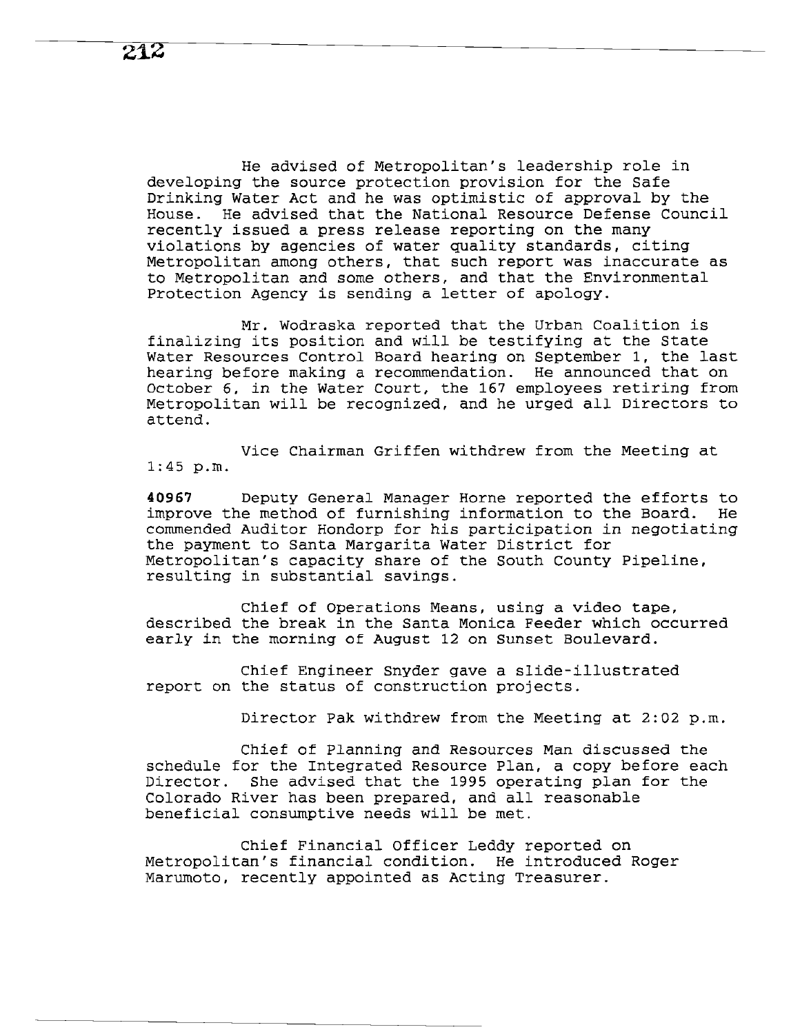He advised of Metropolitan's leadership role in developing the source protection provision for the Safe Drinking Water Act and he was optimistic of approval by the House. He advised that the National Resource Defense Council recently issued a press release reporting on the many violations by agencies of water quality standards, citing Metropolitan among others, that such report was inaccurate as to Metropolitan and some others, and that the Environmental Protection Agency is sending a letter of apology.

Mr. Wodraska reported that the Urban Coalition is finalizing its position and will be testifying at the State Water Resources Control Board hearing on September 1, the last hearing before making a recommendation. He announced that on October 6, in the Water Court, the 167 employees retiring from Metropolitan will be recognized, and he urged all Directors to attend.

Vice Chairman Griffen withdrew from the Meeting at 1:45 p.m.

**40967** Deputy General Manager Horne reported the efforts to improve the method of furnishing information to the Board. He commended Auditor Hondorp for his participation in negotiating the payment to Santa Margarita Water District for Metropolitan's capacity share of the South County Pipeline, resulting in substantial savings.

Chief of Operations Means, using a video tape, described the break in the Santa Monica Feeder which occurred early in the morning of August 12 on Sunset Boulevard.

Chief Engineer Snyder gave a slide-illustrated report on the status of construction projects.

Director Pak withdrew from the Meeting at 2:02 p.m.

Chief of Planning and Resources Man discussed the schedule for the Integrated Resource Plan, a copy before each Director. She advised that the 1995 operating plan for the Colorado River has been prepared, and all reasonable beneficial consumptive needs will be met.

Chief Financial Officer Leddy reported on Metropolitan's financial condition. He introduced Roger Marumoto, recently appointed as Acting Treasurer.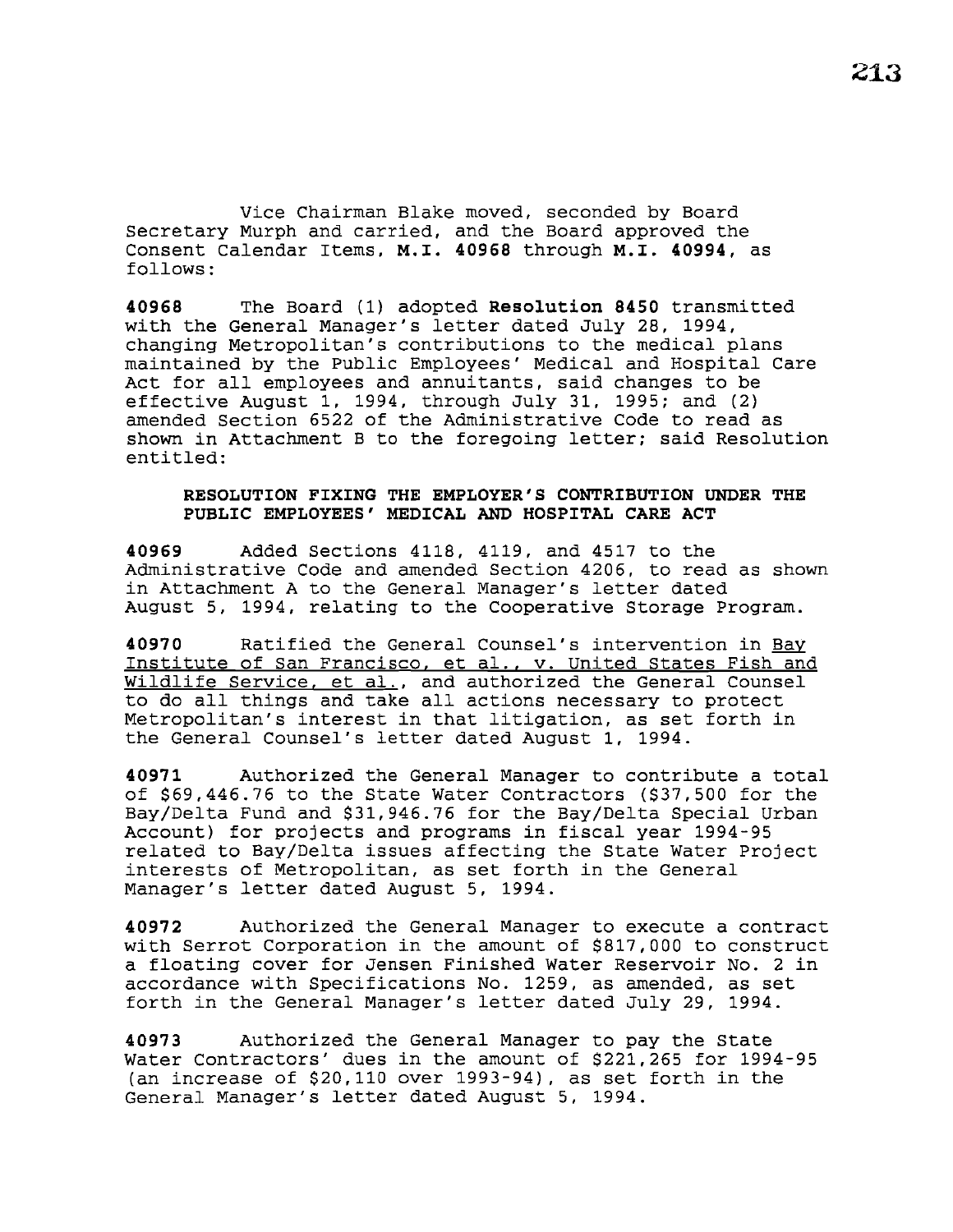Vice Chairman Blake moved, seconded by Board Secretary Murph and carried, and the Board approved the Consent Calendar Items, **M.I. 40968** through **M.I. 40994**, as follows:

**40968** The Board (1) adopted **Resolution 8450** transmitted with the General Manager's letter dated July 28, 1994, changing Metropolitan's contributions to the medical plans maintained by the Public Employees' Medical and Hospital Care Act for all employees and annuitants, said changes to be effective August 1, 1994, through July 31, 1995; and (2) amended Section 6522 of the Administrative Code to read as shown in Attachment B to the foregoing letter; said Resolution entitled:

**RESOLUTION FIXING THE EMPLOYER'S CONTRIBUTION UNDER THE PUBLIC EMPLOYEES' MEDICAL AND HOSPITAL CARE ACT**

**40969** Added Sections 4118, 4119, and 4517 to the Administrative Code and amended Section 4206, to read as shown in Attachment A to the General Manager's letter dated August 5, 1994, relating to the Cooperative Storage Program.

**40970** Ratified the General Counsel's intervention in Bay Institute of San Francisco, et al., v. United States Fish and Wildlife Service, et al., and authorized the General Counsel to do all things and take all actions necessary to protect Metropolitan's interest in that litigation, as set forth in the General Counsel's letter dated August 1, 1994.

**40971** Authorized the General Manager to contribute a total of $69,446.76 to the State Water Contractors ($37,500 for the Bay/Delta Fund and $31,946.76 for the Bay/Delta Special Urban Account) for projects and programs in fiscal year 1994-95 related to Bay/Delta issues affecting the State Water Project interests of Metropolitan, as set forth in the General Manager's letter dated August 5, 1994.

**40972** Authorized the General Manager to execute a contract with Serrot Corporation in the amount of $817,000 to construct a floating cover for Jensen Finished Water Reservoir No. 2 in accordance with Specifications No. 1259, as amended, as set forth in the General Manager's letter dated July 29, 1994.

**40973** Authorized the General Manager to pay the State Water Contractors' dues in the amount of $221,265 for 1994-95 (an increase of $20,110 over 1993-94), as set forth in the General Manager's letter dated August 5, 1994.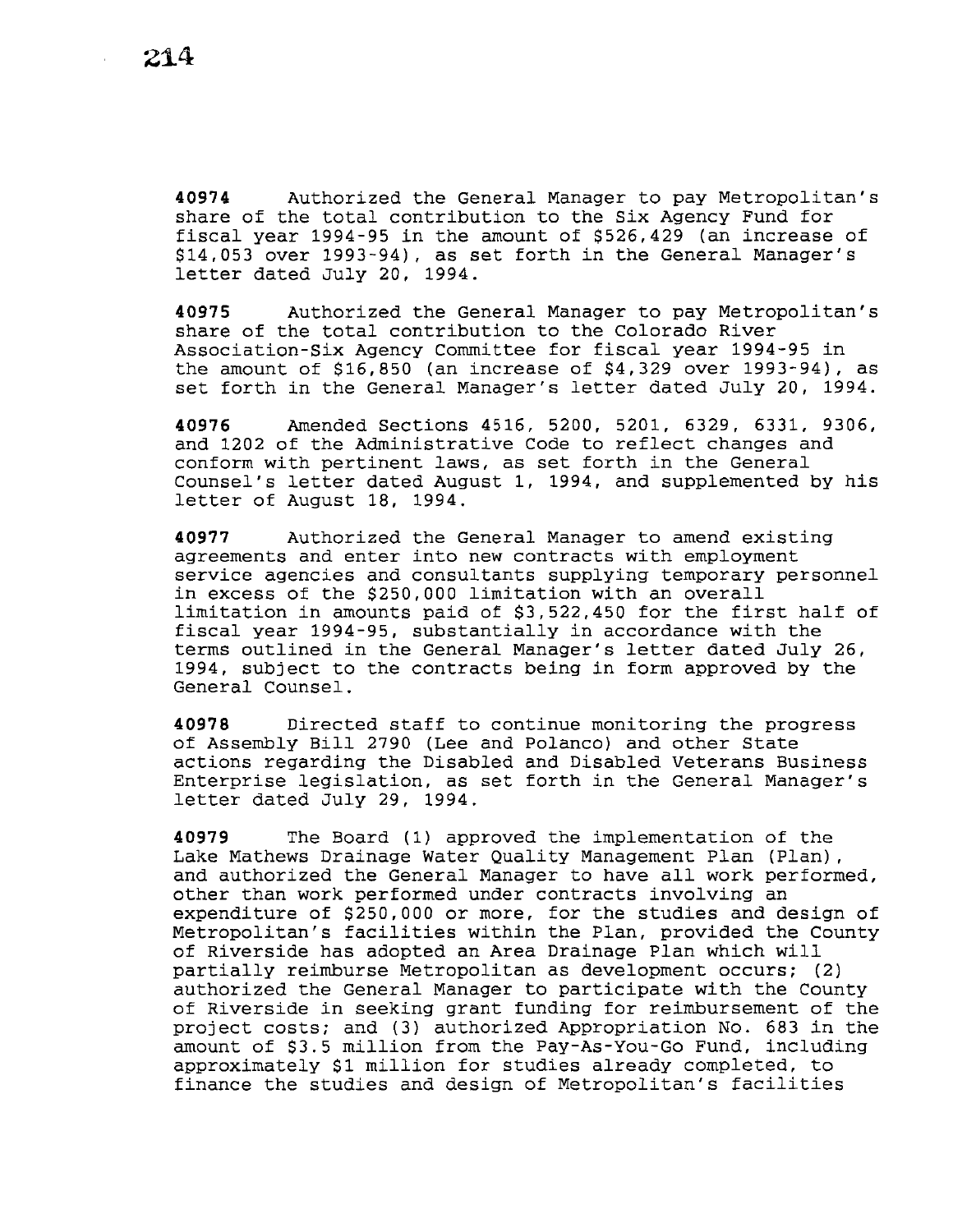**40974** Authorized the General Manager to pay Metropolitan's share of the total contribution to the Six Agency Fund for fiscal year 1994-95 in the amount of $526,429 (an increase of $14,053 over 1993-94), as set forth in the General Manager's letter dated July 20, 1994.

**40975** Authorized the General Manager to pay Metropolitan's share of the total contribution to the Colorado River Association-Six Agency Committee for fiscal year 1994-95 in the amount of $16,850 (an increase of $4,329 over 1993-94), as set forth in the General Manager's letter dated July 20, 1994.

**40976** Amended Sections 4516, 5200, 5201, 6329, 6331, 9306, and 1202 of the Administrative Code to reflect changes and conform with pertinent laws, as set forth in the General Counsel's letter dated August 1, 1994, and supplemented by his letter of August 18, 1994.

**40977** Authorized the General Manager to amend existing agreements and enter into new contracts with employment service agencies and consultants supplying temporary personnel in excess of the $250,000 limitation with an overall limitation in amounts paid of $3,522,450 for the first half of fiscal year 1994-95, substantially in accordance with the terms outlined in the General Manager's letter dated July 26, 1994, subject to the contracts being in form approved by the General Counsel.

**40978** Directed staff to continue monitoring the progress of Assembly Bill 2790 (Lee and Polanco) and other State actions regarding the Disabled and Disabled Veterans Business Enterprise legislation, as set forth in the General Manager's letter dated July 29, 1994.

**40979** The Board (1) approved the implementation of the Lake Mathews Drainage Water Quality Management Plan (Plan), and authorized the General Manager to have all work performed, other than work performed under contracts involving an expenditure of $250,000 or more, for the studies and design of Metropolitan's facilities within the Plan, provided the County of Riverside has adopted an Area Drainage Plan which will partially reimburse Metropolitan as development occurs; (2) authorized the General Manager to participate with the County of Riverside in seeking grant funding for reimbursement of the project costs; and (3) authorized Appropriation No. 683 in the amount of $3.5 million from the Pay-As-You-Go Fund, including approximately $1 million for studies already completed, to finance the studies and design of Metropolitan's facilities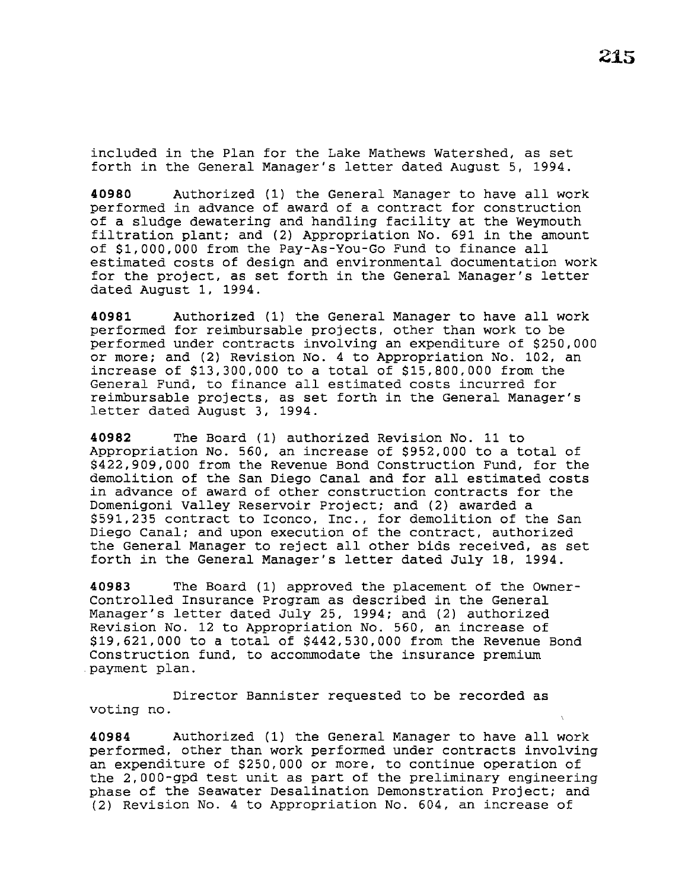included in the Plan for the Lake Mathews Watershed, as set forth in the General Manager's letter dated August 5, 1994.

**40980** Authorized (1) the General Manager to have all work performed in advance of award of a contract for construction of a sludge dewatering and handling facility at the Weymouth filtration plant; and (2) Appropriation No. 691 in the amount of $1,000,000 from the Pay-As-You-Go Fund to finance all estimated costs of design and environmental documentation work for the project, as set forth in the General Manager's letter dated August 1, 1994.

**40981** Authorized (1) the General Manager to have all work performed for reimbursable projects, other than work to be performed under contracts involving an expenditure of $250,000 or more; and (2) Revision No. 4 to Appropriation No. 102, an increase of $13,300,000 to a total of $15,800,000 from the General Fund, to finance all estimated costs incurred for reimbursable projects, as set forth in the General Manager's letter dated August 3, 1994.

**40982** The Board (1) authorized Revision No. 11 to Appropriation No. 560, an increase of $952,000 to a total of $422,909,000 from the Revenue Bond Construction Fund, for the demolition of the San Diego Canal and for all estimated costs in advance of award of other construction contracts for the Domenigoni Valley Reservoir Project; and (2) awarded a $591,235 contract to Iconco, Inc., for demolition of the San Diego Canal; and upon execution of the contract, authorized the General Manager to reject all other bids received, as set forth in the General Manager's letter dated July 18, 1994.

**40983** The Board (1) approved the placement of the Owner-Controlled Insurance Program as described in the General Manager's letter dated July 25, 1994; and (2) authorized Revision No. 12 to Appropriation No. 560, an increase of $19,621,000 to a total of $442,530,000 from the Revenue Bond Construction fund, to accommodate the insurance premium payment plan.

Director Bannister requested to be recorded as voting no.

**40984** Authorized (1) the General Manager to have all work performed, other than work performed under contracts involving an expenditure of $250,000 or more, to continue operation of the 2,000-gpd test unit as part of the preliminary engineering phase of the Seawater Desalination Demonstration Project; and (2) Revision No. 4 to Appropriation No. 604, an increase of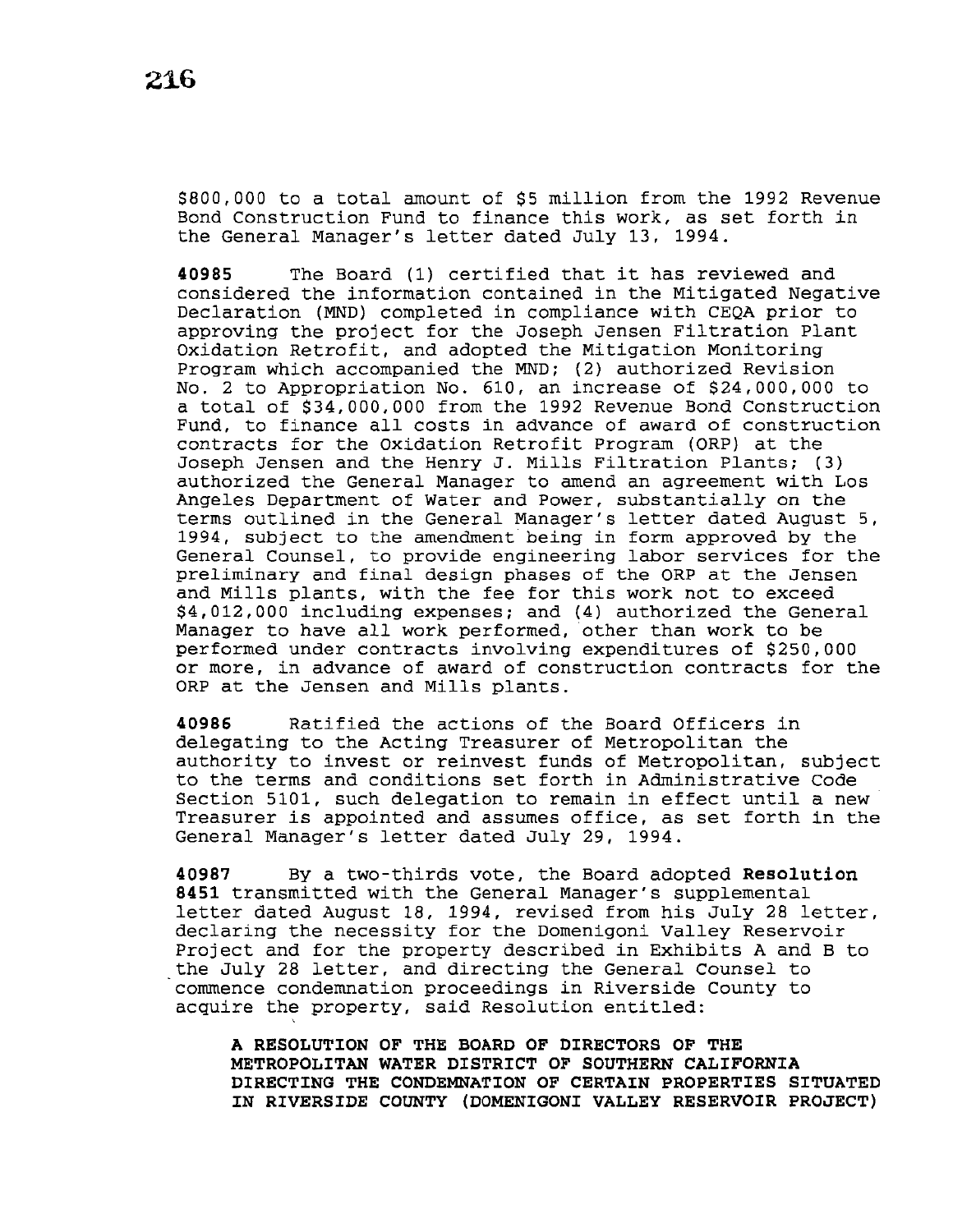$800,000 to a total amount of $5 million from the 1992 Revenue Bond Construction Fund to finance this work, as set forth in the General Manager's letter dated July 13, 1994.

**40985** The Board (1) certified that it has reviewed and considered the information contained in the Mitigated Negative Declaration (MND) completed in compliance with CEQA prior to approving the project for the Joseph Jensen Filtration Plant Oxidation Retrofit, and adopted the Mitigation Monitoring Program which accompanied the MND; (2) authorized Revision No. 2 to Appropriation No. 610, an increase of $24,000,000 to a total of $34,000,000 from the 1992 Revenue Bond Construction Fund, to finance all costs in advance of award of construction contracts for the Oxidation Retrofit Program (ORP) at the Joseph Jensen and the Henry J. Mills Filtration Plants; (3) authorized the General Manager to amend an agreement with Los Angeles Department of Water and Power, substantially on the terms outlined in the General Manager's letter dated August 5, 1994, subject to the amendment being in form approved by the General Counsel, to provide engineering labor services for the preliminary and final design phases of the ORP at the Jensen and Mills plants, with the fee for this work not to exceed $4,012,000 including expenses; and (4) authorized the General Manager to have all work performed, other than work to be performed under contracts involving expenditures of $250,000 or more, in advance of award of construction contracts for the ORP at the Jensen and Mills plants.

**40986** Ratified the actions of the Board Officers in delegating to the Acting Treasurer of Metropolitan the authority to invest or reinvest funds of Metropolitan, subject to the terms and conditions set forth in Administrative Code Section 5101, such delegation to remain in effect until a new Treasurer is appointed and assumes office, as set forth in the General Manager's letter dated July 29, 1994.

**40987** By a two-thirds vote, the Board adopted **Resolution 8451** transmitted with the General Manager's supplemental letter dated August 18, 1994, revised from his July 28 letter, declaring the necessity for the Domenigoni Valley Reservoir Project and for the property described in Exhibits A and B to the July 28 letter, and directing the General Counsel to commence condemnation proceedings in Riverside County to acquire the property, said Resolution entitled:

> **A RESOLUTION OF THE BOARD OF DIRECTORS OF THE METROPOLITAN WATER DISTRICT OF SOUTHERN CALIFORNIA DIRECTING THE CONDEMNATION OF CERTAIN PROPERTIES SITUATED IN RIVERSIDE COUNTY (DOMENIGONI VALLEY RESERVOIR PROJECT)**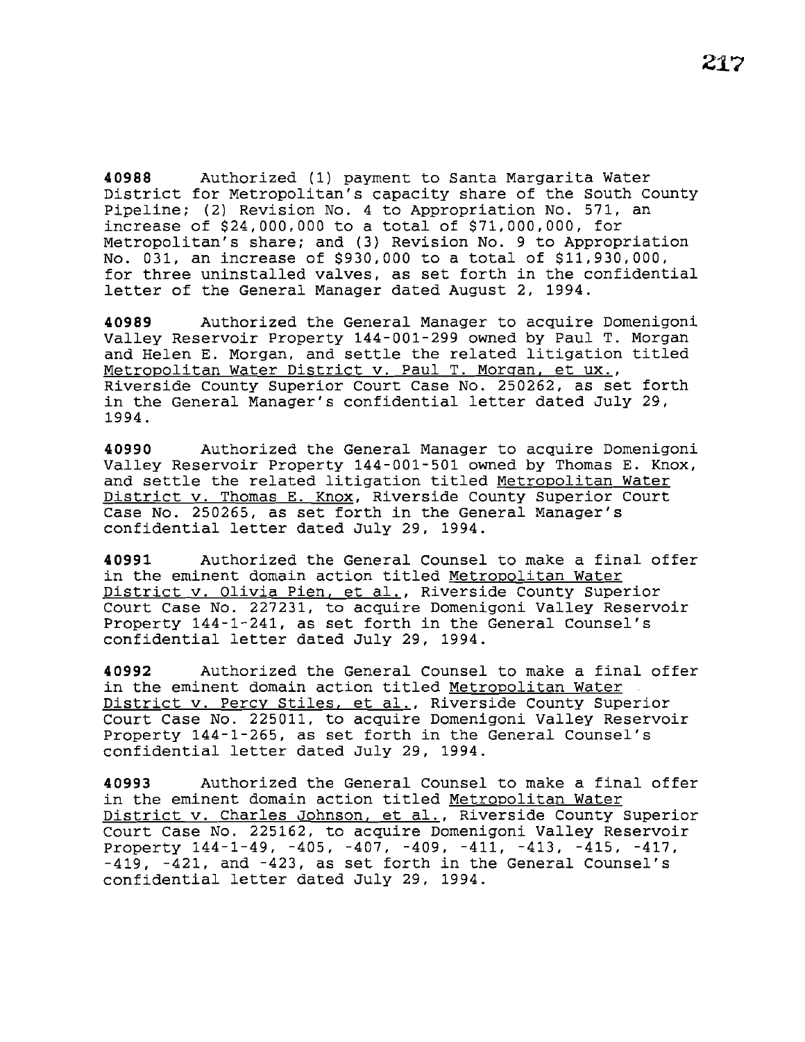**40988** Authorized (1) payment to Santa Margarita Water District for Metropolitan's capacity share of the South County Pipeline; (2) Revision No. 4 to Appropriation No. 571, an increase of $24,000,000 to a total of $71,000,000, for Metropolitan's share; and (3) Revision No. 9 to Appropriation No. 031, an increase of $930,000 to a total of $11,930,000, for three uninstalled valves, as set forth in the confidential letter of the General Manager dated August 2, 1994.

**40989** Authorized the General Manager to acquire Domenigoni Valley Reservoir Property 144-001-299 owned by Paul T. Morgan and Helen E. Morgan, and settle the related litigation titled Metropolitan Water District v. Paul T. Morgan, et ux., Riverside County Superior Court Case No. 250262, as set forth in the General Manager's confidential letter dated July 29, 1994.

**40990** Authorized the General Manager to acquire Domenigoni Valley Reservoir Property 144-001-501 owned by Thomas E. Knox, and settle the related litigation titled Metropolitan Water District v. Thomas E. Knox, Riverside County Superior Court Case No. 250265, as set forth in the General Manager's confidential letter dated July 29, 1994.

**40991** Authorized the General Counsel to make a final offer in the eminent domain action titled Metropolitan Water District v. Olivia Pien, et al., Riverside County Superior Court Case No. 227231, to acquire Domenigoni Valley Reservoir Property 144-1-241, as set forth in the General Counsel's confidential letter dated July 29, 1994.

**40992** Authorized the General Counsel to make a final offer in the eminent domain action titled Metropolitan Water District v. Percy Stiles, et al., Riverside County Superior Court Case No. 225011, to acquire Domenigoni Valley Reservoir Property 144-1-265, as set forth in the General Counsel's confidential letter dated July 29, 1994.

**40993** Authorized the General Counsel to make a final offer in the eminent domain action titled Metropolitan Water District v. Charles Johnson, et al., Riverside County Superior Court Case No. 225162, to acquire Domenigoni Valley Reservoir Property 144-1-49, -405, -407, -409, -411, -413, -415, -417, -419, -421, and -423, as set forth in the General Counsel's confidential letter dated July 29, 1994.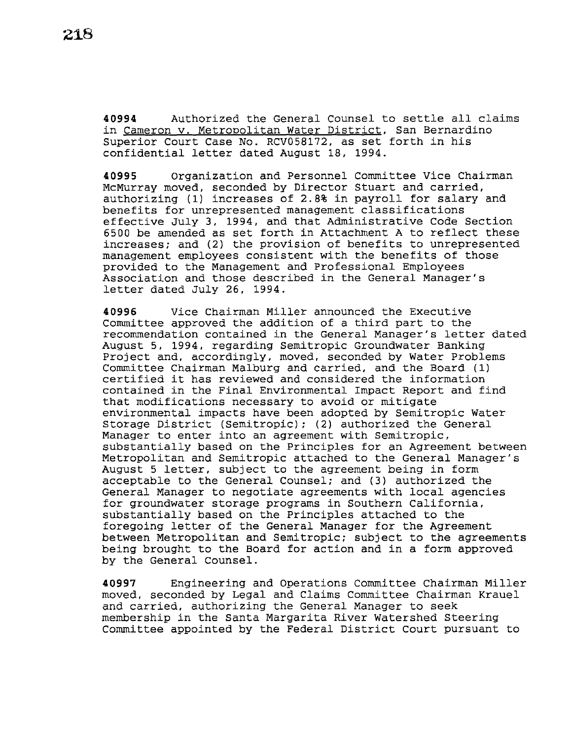**40994** Authorized the General Counsel to settle all claims in Cameron v. Metropolitan Water District, San Bernardino Superior Court Case No. RCV058172, as set forth in his confidential letter dated August 18, 1994.

**40995** Organization and Personnel Committee Vice Chairman McMurray moved, seconded by Director Stuart and carried, authorizing (1) increases of 2.8% in payroll for salary and benefits for unrepresented management classifications effective July 3, 1994, and that Administrative Code Section 6500 be amended as set forth in Attachment A to reflect these increases; and (2) the provision of benefits to unrepresented management employees consistent with the benefits of those provided to the Management and Professional Employees Association and those described in the General Manager's letter dated July 26, 1994.

**40996** Vice Chairman Miller announced the Executive Committee approved the addition of a third part to the recommendation contained in the General Manager's letter dated August 5, 1994, regarding Semitropic Groundwater Banking Project and, accordingly, moved, seconded by Water Problems Committee Chairman Malburg and carried, and the Board (1) certified it has reviewed and considered the information contained in the Final Environmental Impact Report and find that modifications necessary to avoid or mitigate environmental impacts have been adopted by Semitropic Water Storage District (Semitropic); (2) authorized the General Manager to enter into an agreement with Semitropic, substantially based on the Principles for an Agreement between Metropolitan and Semitropic attached to the General Manager's August 5 letter, subject to the agreement being in form acceptable to the General Counsel; and (3) authorized the General Manager to negotiate agreements with local agencies for groundwater storage programs in Southern California, substantially based on the Principles attached to the foregoing letter of the General Manager for the Agreement between Metropolitan and Semitropic; subject to the agreements being brought to the Board for action and in a form approved by the General Counsel.

**40997** Engineering and Operations Committee Chairman Miller moved, seconded by Legal and Claims Committee Chairman Krauel and carried, authorizing the General Manager to seek membership in the Santa Margarita River Watershed Steering Committee appointed by the Federal District Court pursuant to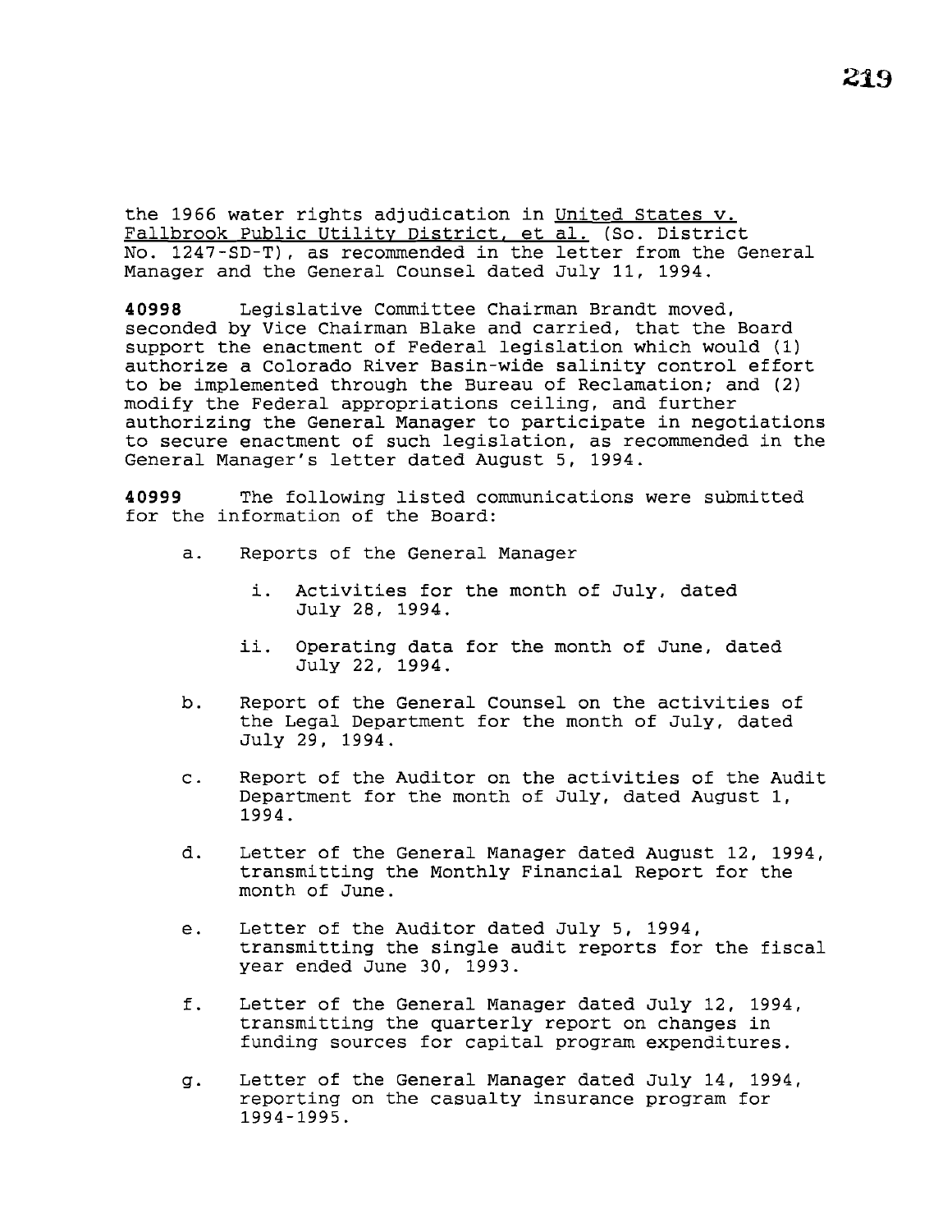the 1966 water rights adjudication in United States v. Fallbrook Public Utility District, et al. (So. District No. 1247-SD-T), as recommended in the letter from the General Manager and the General Counsel dated July 11, 1994.

**40998** Legislative Committee Chairman Brandt moved, seconded by Vice Chairman Blake and carried, that the Board support the enactment of Federal legislation which would (1) authorize a Colorado River Basin-wide salinity control effort to be implemented through the Bureau of Reclamation; and (2) modify the Federal appropriations ceiling, and further authorizing the General Manager to participate in negotiations to secure enactment of such legislation, as recommended in the General Manager's letter dated August 5, 1994.

**40999** The following listed communications were submitted for the information of the Board:

a. Reports of the General Manager

   i. Activities for the month of July, dated July 28, 1994.

   ii. Operating data for the month of June, dated July 22, 1994.

b. Report of the General Counsel on the activities of the Legal Department for the month of July, dated July 29, 1994.

c. Report of the Auditor on the activities of the Audit Department for the month of July, dated August 1, 1994.

d. Letter of the General Manager dated August 12, 1994, transmitting the Monthly Financial Report for the month of June.

e. Letter of the Auditor dated July 5, 1994, transmitting the single audit reports for the fiscal year ended June 30, 1993.

f. Letter of the General Manager dated July 12, 1994, transmitting the quarterly report on changes in funding sources for capital program expenditures.

g. Letter of the General Manager dated July 14, 1994, reporting on the casualty insurance program for 1994-1995.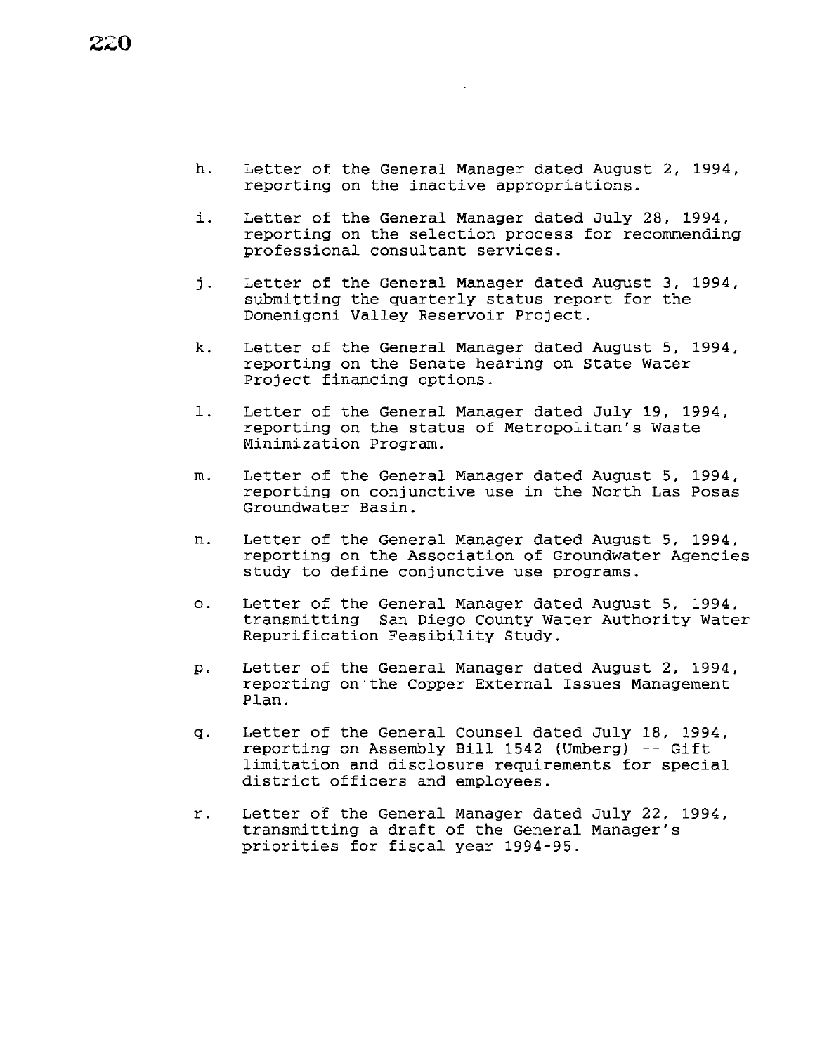h. Letter of the General Manager dated August 2, 1994, reporting on the inactive appropriations.

i. Letter of the General Manager dated July 28, 1994, reporting on the selection process for recommending professional consultant services.

j. Letter of the General Manager dated August 3, 1994, submitting the quarterly status report for the Domenigoni Valley Reservoir Project.

k. Letter of the General Manager dated August 5, 1994, reporting on the Senate hearing on State Water Project financing options.

l. Letter of the General Manager dated July 19, 1994, reporting on the status of Metropolitan's Waste Minimization Program.

m. Letter of the General Manager dated August 5, 1994, reporting on conjunctive use in the North Las Posas Groundwater Basin.

n. Letter of the General Manager dated August 5, 1994, reporting on the Association of Groundwater Agencies study to define conjunctive use programs.

o. Letter of the General Manager dated August 5, 1994, transmitting San Diego County Water Authority Water Repurification Feasibility Study.

p. Letter of the General Manager dated August 2, 1994, reporting on the Copper External Issues Management Plan.

q. Letter of the General Counsel dated July 18, 1994, reporting on Assembly Bill 1542 (Umberg) -- Gift limitation and disclosure requirements for special district officers and employees.

r. Letter of the General Manager dated July 22, 1994, transmitting a draft of the General Manager's priorities for fiscal year 1994-95.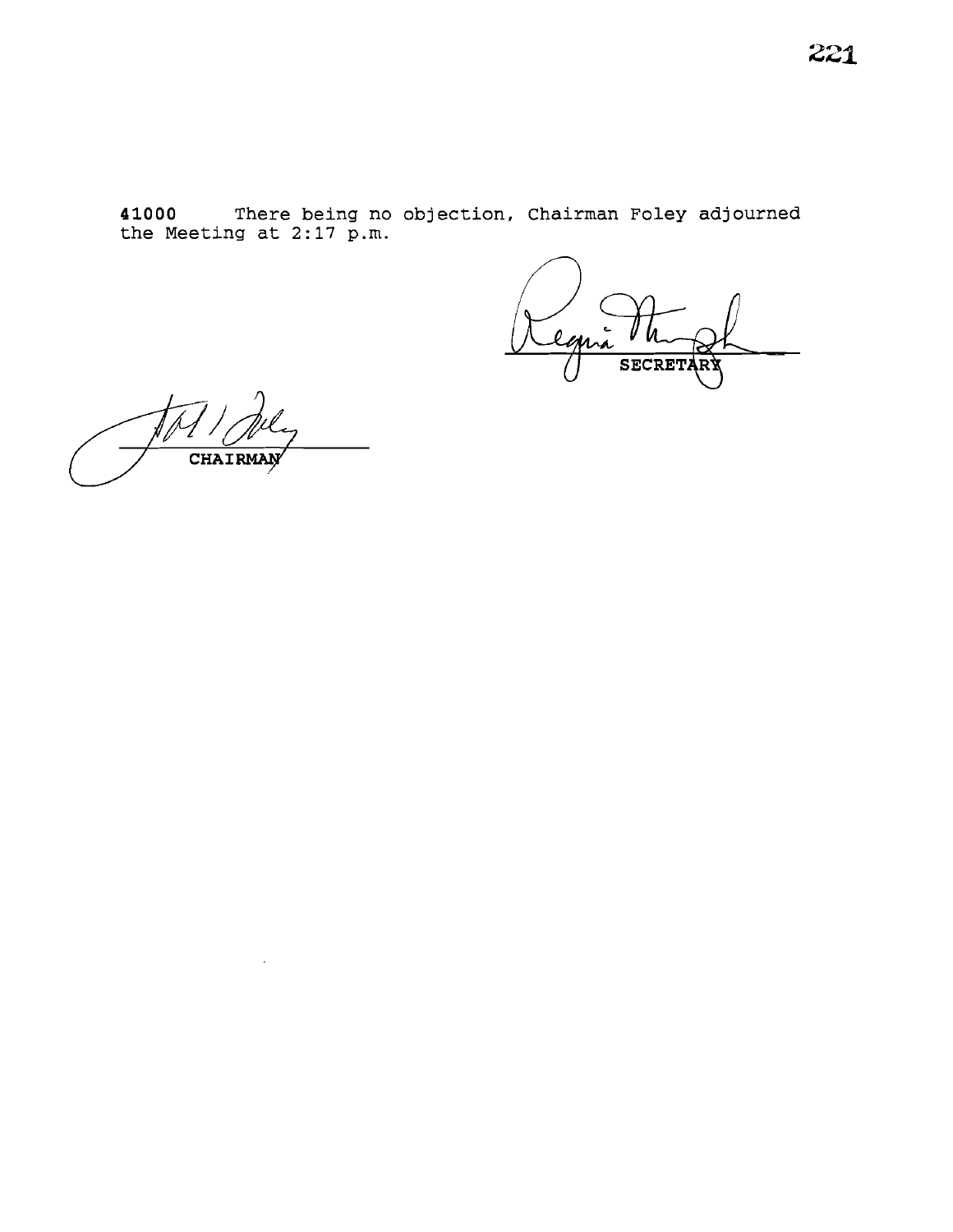**41000** There being no objection, Chairman Foley adjourned the Meeting at 2:17 p.m.

SECRETARY

CHAIRMAN